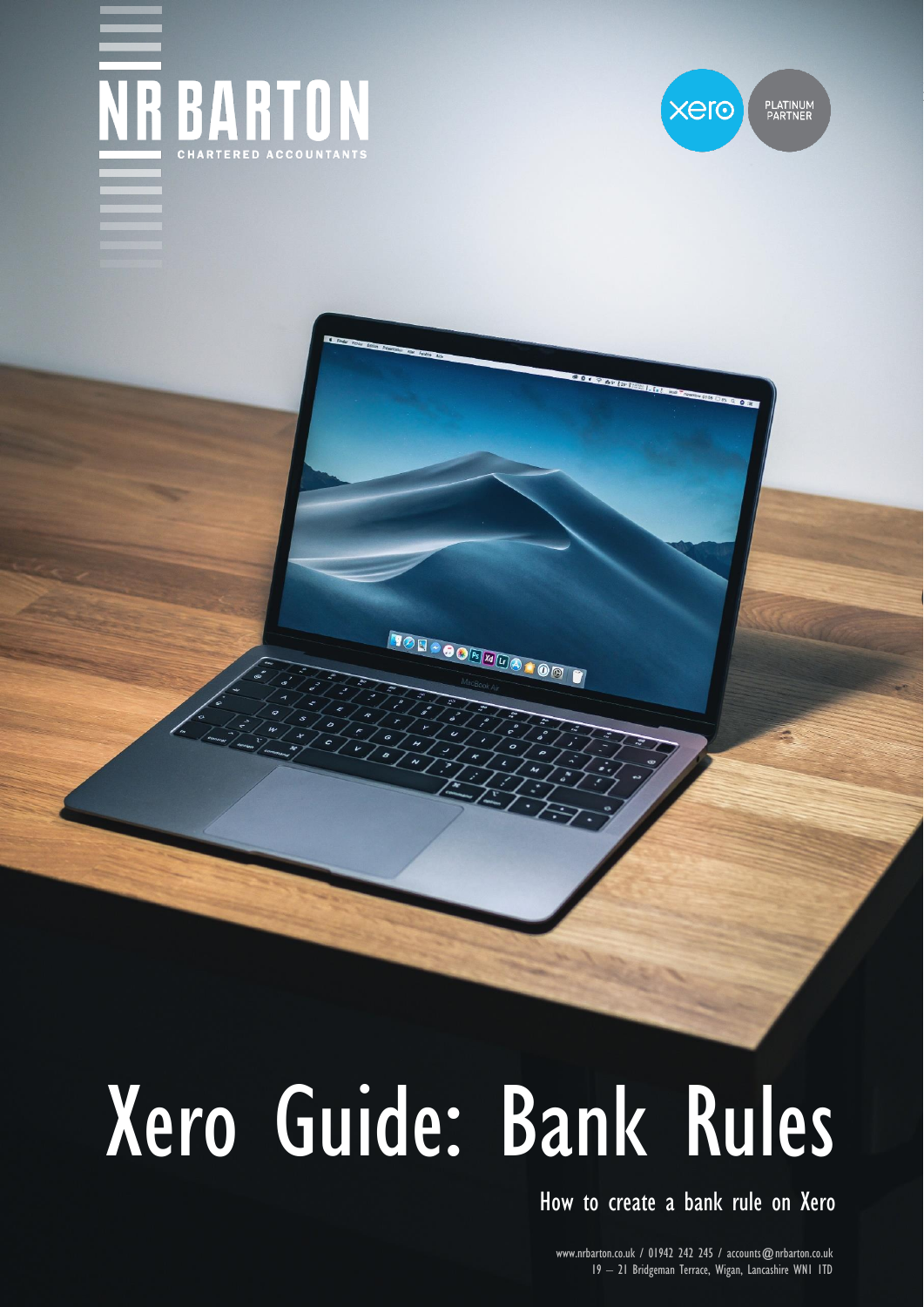NR BARTON

CHARTERED ACCOUNTANTS

xero PLATINUM PARTNER

# Xero Guide: Bank Rules

## How to create a bank rule on Xero

www.nrbarton.co.uk / 01942 242 245 / accounts@nrbarton.co.uk
19 – 21 Bridgeman Terrace, Wigan, Lancashire WN1 1TD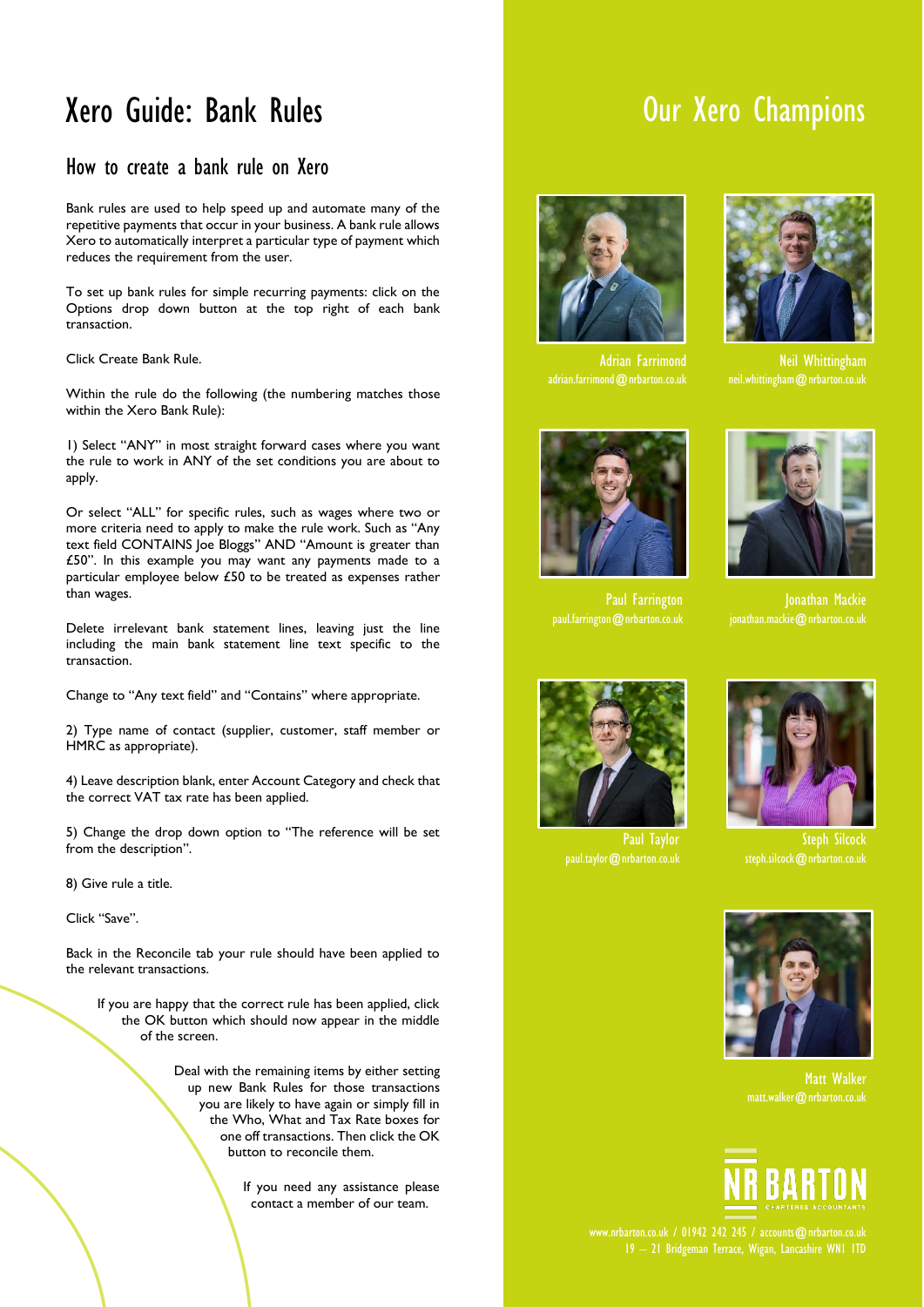# Xero Guide: Bank Rules

## How to create a bank rule on Xero

Bank rules are used to help speed up and automate many of the repetitive payments that occur in your business. A bank rule allows Xero to automatically interpret a particular type of payment which reduces the requirement from the user.

To set up bank rules for simple recurring payments: click on the Options drop down button at the top right of each bank transaction.

Click Create Bank Rule.

Within the rule do the following (the numbering matches those within the Xero Bank Rule):

1) Select "ANY" in most straight forward cases where you want the rule to work in ANY of the set conditions you are about to apply.

Or select "ALL" for specific rules, such as wages where two or more criteria need to apply to make the rule work. Such as "Any text field CONTAINS Joe Bloggs" AND "Amount is greater than £50". In this example you may want any payments made to a particular employee below £50 to be treated as expenses rather than wages.

Delete irrelevant bank statement lines, leaving just the line including the main bank statement line text specific to the transaction.

Change to "Any text field" and "Contains" where appropriate.

2) Type name of contact (supplier, customer, staff member or HMRC as appropriate).

4) Leave description blank, enter Account Category and check that the correct VAT tax rate has been applied.

5) Change the drop down option to "The reference will be set from the description".

8) Give rule a title.

Click "Save".

Back in the Reconcile tab your rule should have been applied to the relevant transactions.

If you are happy that the correct rule has been applied, click the OK button which should now appear in the middle of the screen.

Deal with the remaining items by either setting up new Bank Rules for those transactions you are likely to have again or simply fill in the Who, What and Tax Rate boxes for one off transactions. Then click the OK button to reconcile them.

If you need any assistance please contact a member of our team.

# Our Xero Champions

Adrian Farrimond
adrian.farrimond@nrbarton.co.uk

Neil Whittingham
neil.whittingham@nrbarton.co.uk

Paul Farrington
paul.farrington@nrbarton.co.uk

Jonathan Mackie
jonathan.mackie@nrbarton.co.uk

Paul Taylor
paul.taylor@nrbarton.co.uk

Steph Silcock
steph.silcock@nrbarton.co.uk

Matt Walker
matt.walker@nrbarton.co.uk

NR BARTON
CHARTERED ACCOUNTANTS

www.nrbarton.co.uk / 01942 242 245 / accounts@nrbarton.co.uk
19 – 21 Bridgeman Terrace, Wigan, Lancashire WN1 1TD